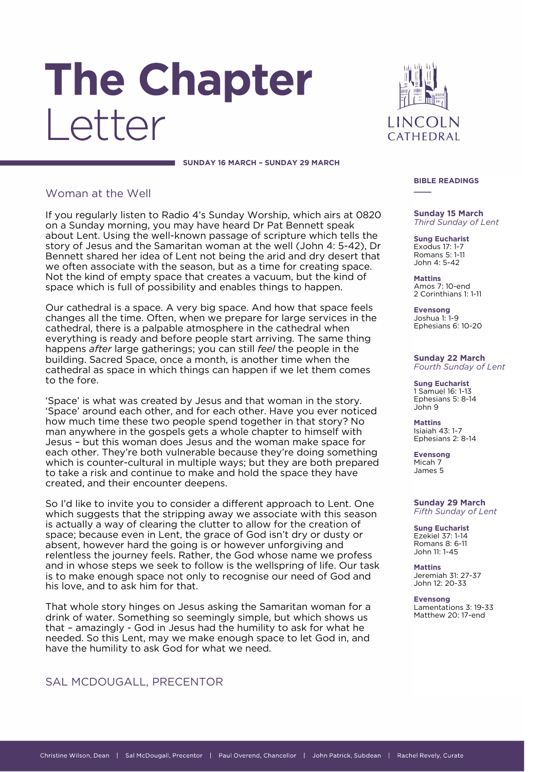# The Chapter Letter

LINCOLN CATHEDRAL

**SUNDAY 16 MARCH – SUNDAY 29 MARCH**

## Woman at the Well

If you regularly listen to Radio 4's Sunday Worship, which airs at 0820 on a Sunday morning, you may have heard Dr Pat Bennett speak about Lent. Using the well-known passage of scripture which tells the story of Jesus and the Samaritan woman at the well (John 4: 5-42), Dr Bennett shared her idea of Lent not being the arid and dry desert that we often associate with the season, but as a time for creating space. Not the kind of empty space that creates a vacuum, but the kind of space which is full of possibility and enables things to happen.

Our cathedral is a space. A very big space. And how that space feels changes all the time. Often, when we prepare for large services in the cathedral, there is a palpable atmosphere in the cathedral when everything is ready and before people start arriving. The same thing happens *after* large gatherings; you can still *feel* the people in the building. Sacred Space, once a month, is another time when the cathedral as space in which things can happen if we let them comes to the fore.

'Space' is what was created by Jesus and that woman in the story. 'Space' around each other, and for each other. Have you ever noticed how much time these two people spend together in that story? No man anywhere in the gospels gets a whole chapter to himself with Jesus – but this woman does Jesus and the woman make space for each other. They're both vulnerable because they're doing something which is counter-cultural in multiple ways; but they are both prepared to take a risk and continue to make and hold the space they have created, and their encounter deepens.

So I'd like to invite you to consider a different approach to Lent. One which suggests that the stripping away we associate with this season is actually a way of clearing the clutter to allow for the creation of space; because even in Lent, the grace of God isn't dry or dusty or absent, however hard the going is or however unforgiving and relentless the journey feels. Rather, the God whose name we profess and in whose steps we seek to follow is the wellspring of life. Our task is to make enough space not only to recognise our need of God and his love, and to ask him for that.

That whole story hinges on Jesus asking the Samaritan woman for a drink of water. Something so seemingly simple, but which shows us that – amazingly - God in Jesus had the humility to ask for what he needed. So this Lent, may we make enough space to let God in, and have the humility to ask God for what we need.

SAL MCDOUGALL, PRECENTOR

## BIBLE READINGS

**Sunday 15 March**
*Third Sunday of Lent*

**Sung Eucharist**
Exodus 17: 1-7
Romans 5: 1-11
John 4: 5-42

**Mattins**
Amos 7: 10-end
2 Corinthians 1: 1-11

**Evensong**
Joshua 1: 1-9
Ephesians 6: 10-20

**Sunday 22 March**
*Fourth Sunday of Lent*

**Sung Eucharist**
1 Samuel 16: 1-13
Ephesians 5: 8-14
John 9

**Mattins**
Isiaiah 43: 1-7
Ephesians 2: 8-14

**Evensong**
Micah 7
James 5

**Sunday 29 March**
*Fifth Sunday of Lent*

**Sung Eucharist**
Ezekiel 37: 1-14
Romans 8: 6-11
John 11: 1-45

**Mattins**
Jeremiah 31: 27-37
John 12: 20-33

**Evensong**
Lamentations 3: 19-33
Matthew 20: 17-end

Christine Wilson, Dean | Sal McDougall, Precentor | Paul Overend, Chancellor | John Patrick, Subdean | Rachel Revely, Curate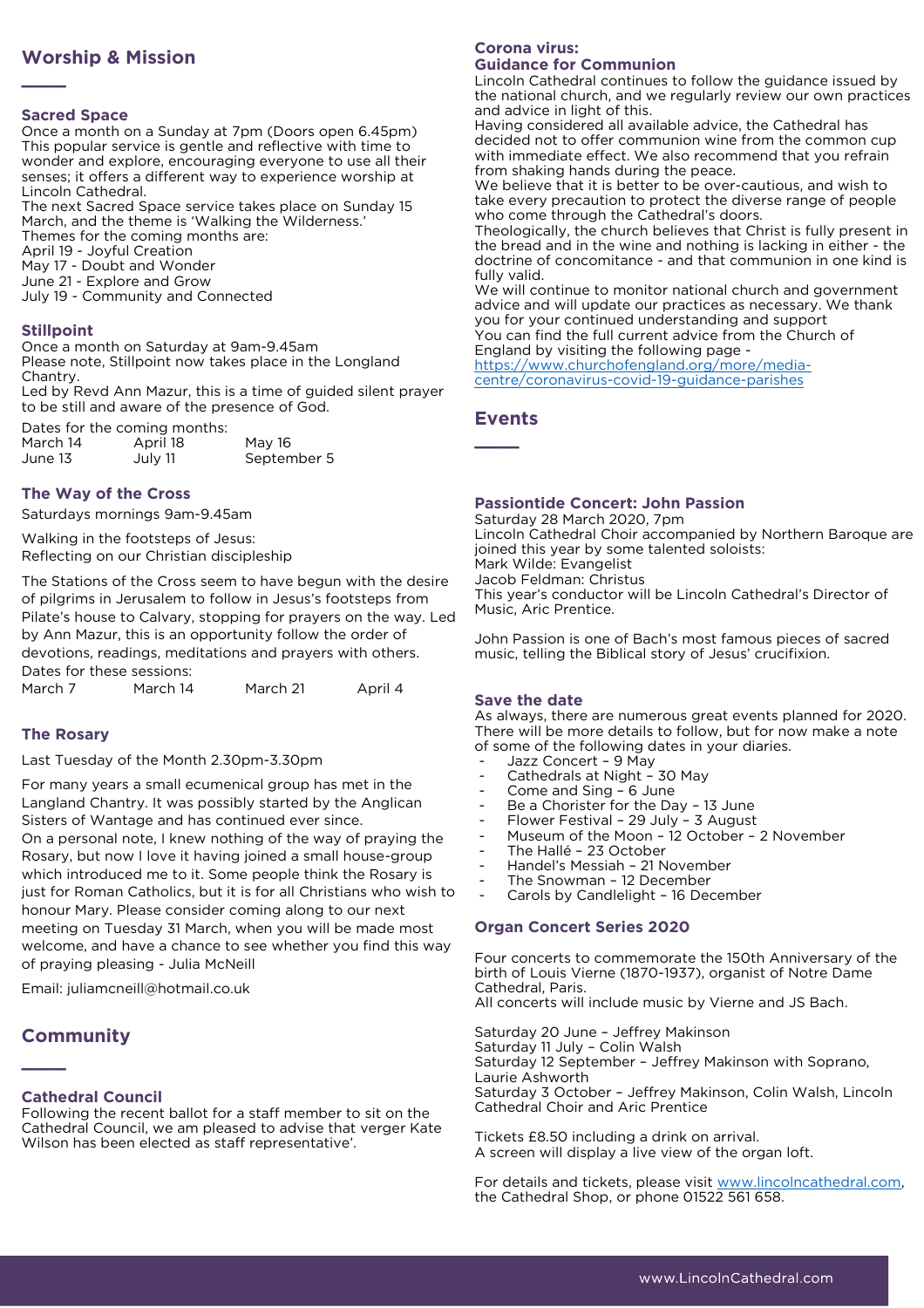## Worship & Mission

### Sacred Space

Once a month on a Sunday at 7pm (Doors open 6.45pm)
This popular service is gentle and reflective with time to wonder and explore, encouraging everyone to use all their senses; it offers a different way to experience worship at Lincoln Cathedral.
The next Sacred Space service takes place on Sunday 15 March, and the theme is 'Walking the Wilderness.'
Themes for the coming months are:
April 19 - Joyful Creation
May 17 - Doubt and Wonder
June 21 - Explore and Grow
July 19 - Community and Connected

### Stillpoint

Once a month on Saturday at 9am-9.45am
Please note, Stillpoint now takes place in the Longland Chantry.
Led by Revd Ann Mazur, this is a time of guided silent prayer to be still and aware of the presence of God.

Dates for the coming months:

| | | |
|---|---|---|
| March 14 | April 18 | May 16 |
| June 13 | July 11 | September 5 |

### The Way of the Cross

Saturdays mornings 9am-9.45am

Walking in the footsteps of Jesus:
Reflecting on our Christian discipleship

The Stations of the Cross seem to have begun with the desire of pilgrims in Jerusalem to follow in Jesus's footsteps from Pilate's house to Calvary, stopping for prayers on the way. Led by Ann Mazur, this is an opportunity follow the order of devotions, readings, meditations and prayers with others.
Dates for these sessions:

| | | | |
|---|---|---|---|
| March 7 | March 14 | March 21 | April 4 |

### The Rosary

Last Tuesday of the Month 2.30pm-3.30pm

For many years a small ecumenical group has met in the Langland Chantry. It was possibly started by the Anglican Sisters of Wantage and has continued ever since.
On a personal note, I knew nothing of the way of praying the Rosary, but now I love it having joined a small house-group which introduced me to it. Some people think the Rosary is just for Roman Catholics, but it is for all Christians who wish to honour Mary. Please consider coming along to our next meeting on Tuesday 31 March, when you will be made most welcome, and have a chance to see whether you find this way of praying pleasing - Julia McNeill

Email: juliamcneill@hotmail.co.uk

## Community

### Cathedral Council

Following the recent ballot for a staff member to sit on the Cathedral Council, we are pleased to advise that verger Kate Wilson has been elected as staff representative'.

### Corona virus: Guidance for Communion

Lincoln Cathedral continues to follow the guidance issued by the national church, and we regularly review our own practices and advice in light of this.
Having considered all available advice, the Cathedral has decided not to offer communion wine from the common cup with immediate effect. We also recommend that you refrain from shaking hands during the peace.
We believe that it is better to be over-cautious, and wish to take every precaution to protect the diverse range of people who come through the Cathedral's doors.
Theologically, the church believes that Christ is fully present in the bread and in the wine and nothing is lacking in either - the doctrine of concomitance - and that communion in one kind is fully valid.
We will continue to monitor national church and government advice and will update our practices as necessary. We thank you for your continued understanding and support
You can find the full current advice from the Church of England by visiting the following page - https://www.churchofengland.org/more/media-centre/coronavirus-covid-19-guidance-parishes

## Events

### Passiontide Concert: John Passion

Saturday 28 March 2020, 7pm
Lincoln Cathedral Choir accompanied by Northern Baroque are joined this year by some talented soloists:
Mark Wilde: Evangelist
Jacob Feldman: Christus
This year's conductor will be Lincoln Cathedral's Director of Music, Aric Prentice.

John Passion is one of Bach's most famous pieces of sacred music, telling the Biblical story of Jesus' crucifixion.

### Save the date

As always, there are numerous great events planned for 2020. There will be more details to follow, but for now make a note of some of the following dates in your diaries.

- Jazz Concert – 9 May
- Cathedrals at Night – 30 May
- Come and Sing – 6 June
- Be a Chorister for the Day – 13 June
- Flower Festival – 29 July – 3 August
- Museum of the Moon – 12 October – 2 November
- The Hallé – 23 October
- Handel's Messiah – 21 November
- The Snowman – 12 December
- Carols by Candlelight – 16 December

### Organ Concert Series 2020

Four concerts to commemorate the 150th Anniversary of the birth of Louis Vierne (1870-1937), organist of Notre Dame Cathedral, Paris.
All concerts will include music by Vierne and JS Bach.

Saturday 20 June – Jeffrey Makinson
Saturday 11 July – Colin Walsh
Saturday 12 September – Jeffrey Makinson with Soprano, Laurie Ashworth
Saturday 3 October – Jeffrey Makinson, Colin Walsh, Lincoln Cathedral Choir and Aric Prentice

Tickets £8.50 including a drink on arrival.
A screen will display a live view of the organ loft.

For details and tickets, please visit www.lincolncathedral.com, the Cathedral Shop, or phone 01522 561 658.